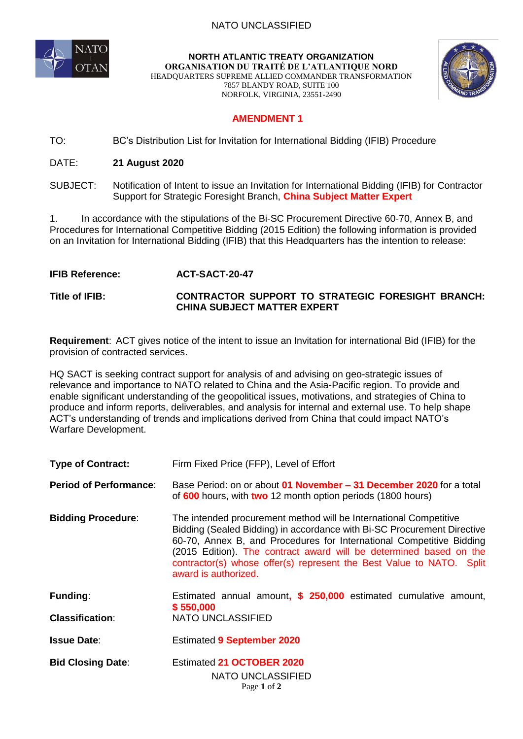**NORTH ATLANTIC TREATY ORGANIZATION**
**ORGANISATION DU TRAITÉ DE L'ATLANTIQUE NORD**
HEADQUARTERS SUPREME ALLIED COMMANDER TRANSFORMATION
7857 BLANDY ROAD, SUITE 100
NORFOLK, VIRGINIA, 23551-2490

# AMENDMENT 1

TO: BC's Distribution List for Invitation for International Bidding (IFIB) Procedure

DATE: **21 August 2020**

SUBJECT: Notification of Intent to issue an Invitation for International Bidding (IFIB) for Contractor Support for Strategic Foresight Branch, **China Subject Matter Expert**

1. In accordance with the stipulations of the Bi-SC Procurement Directive 60-70, Annex B, and Procedures for International Competitive Bidding (2015 Edition) the following information is provided on an Invitation for International Bidding (IFIB) that this Headquarters has the intention to release:

**IFIB Reference:** **ACT-SACT-20-47**

**Title of IFIB:** **CONTRACTOR SUPPORT TO STRATEGIC FORESIGHT BRANCH: CHINA SUBJECT MATTER EXPERT**

**Requirement**: ACT gives notice of the intent to issue an Invitation for international Bid (IFIB) for the provision of contracted services.

HQ SACT is seeking contract support for analysis of and advising on geo-strategic issues of relevance and importance to NATO related to China and the Asia-Pacific region. To provide and enable significant understanding of the geopolitical issues, motivations, and strategies of China to produce and inform reports, deliverables, and analysis for internal and external use. To help shape ACT's understanding of trends and implications derived from China that could impact NATO's Warfare Development.

**Type of Contract:** Firm Fixed Price (FFP), Level of Effort

**Period of Performance**: Base Period: on or about **01 November – 31 December 2020** for a total of **600** hours, with **two** 12 month option periods (1800 hours)

**Bidding Procedure**: The intended procurement method will be International Competitive Bidding (Sealed Bidding) in accordance with Bi-SC Procurement Directive 60-70, Annex B, and Procedures for International Competitive Bidding (2015 Edition). The contract award will be determined based on the contractor(s) whose offer(s) represent the Best Value to NATO. Split award is authorized.

**Funding**: Estimated annual amount**, $ 250,000** estimated cumulative amount, **$ 550,000**

**Classification**: NATO UNCLASSIFIED

**Issue Date**: Estimated **9 September 2020**

**Bid Closing Date**: Estimated **21 OCTOBER 2020**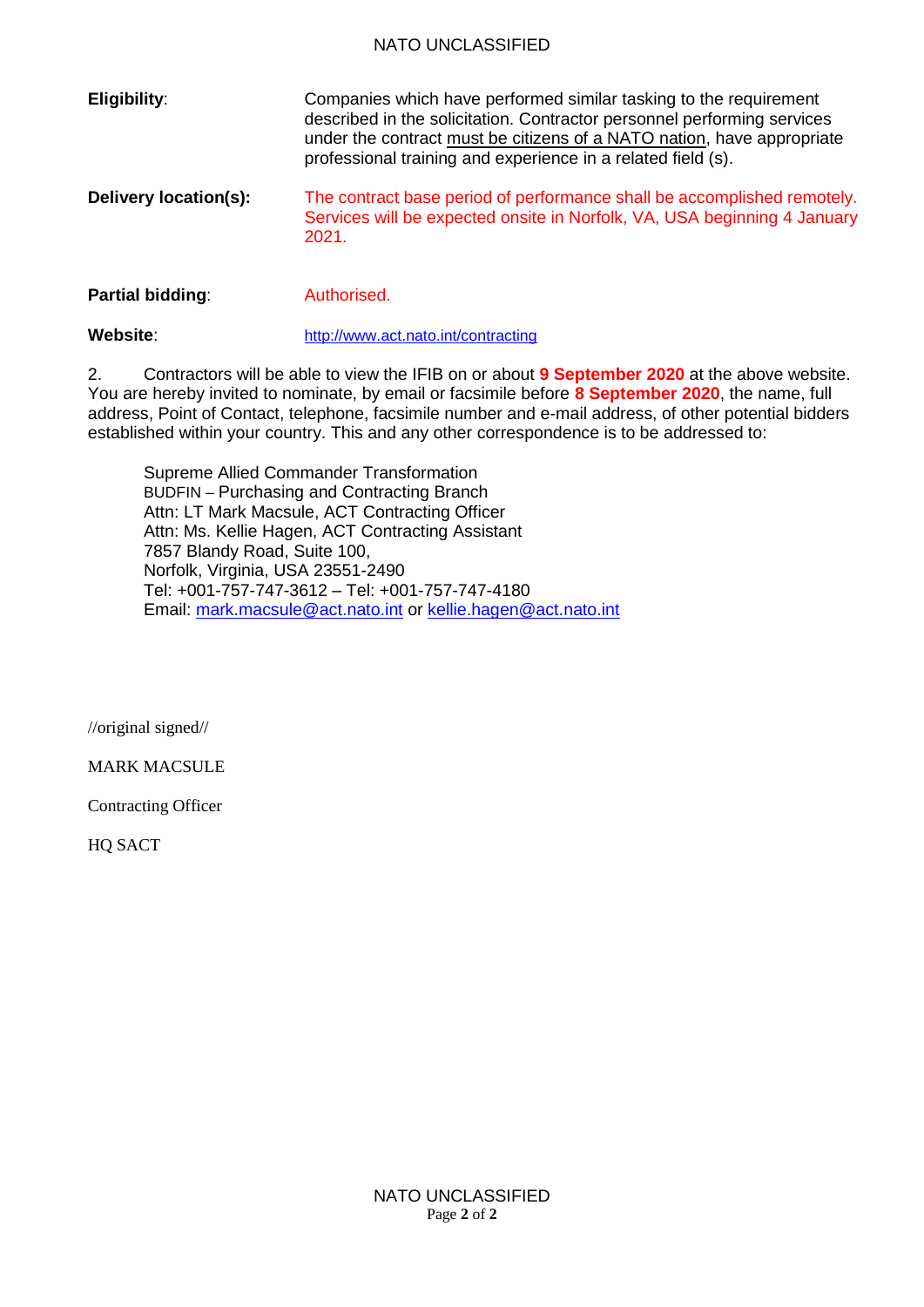**Eligibility**: Companies which have performed similar tasking to the requirement described in the solicitation. Contractor personnel performing services under the contract must be citizens of a NATO nation, have appropriate professional training and experience in a related field (s).

**Delivery location(s):** The contract base period of performance shall be accomplished remotely. Services will be expected onsite in Norfolk, VA, USA beginning 4 January 2021.

**Partial bidding**: Authorised.

**Website**: http://www.act.nato.int/contracting

2. Contractors will be able to view the IFIB on or about **9 September 2020** at the above website. You are hereby invited to nominate, by email or facsimile before **8 September 2020**, the name, full address, Point of Contact, telephone, facsimile number and e-mail address, of other potential bidders established within your country. This and any other correspondence is to be addressed to:

Supreme Allied Commander Transformation
BUDFIN – Purchasing and Contracting Branch
Attn: LT Mark Macsule, ACT Contracting Officer
Attn: Ms. Kellie Hagen, ACT Contracting Assistant
7857 Blandy Road, Suite 100,
Norfolk, Virginia, USA 23551-2490
Tel: +001-757-747-3612 – Tel: +001-757-747-4180
Email: mark.macsule@act.nato.int or kellie.hagen@act.nato.int

//original signed//

MARK MACSULE

Contracting Officer

HQ SACT